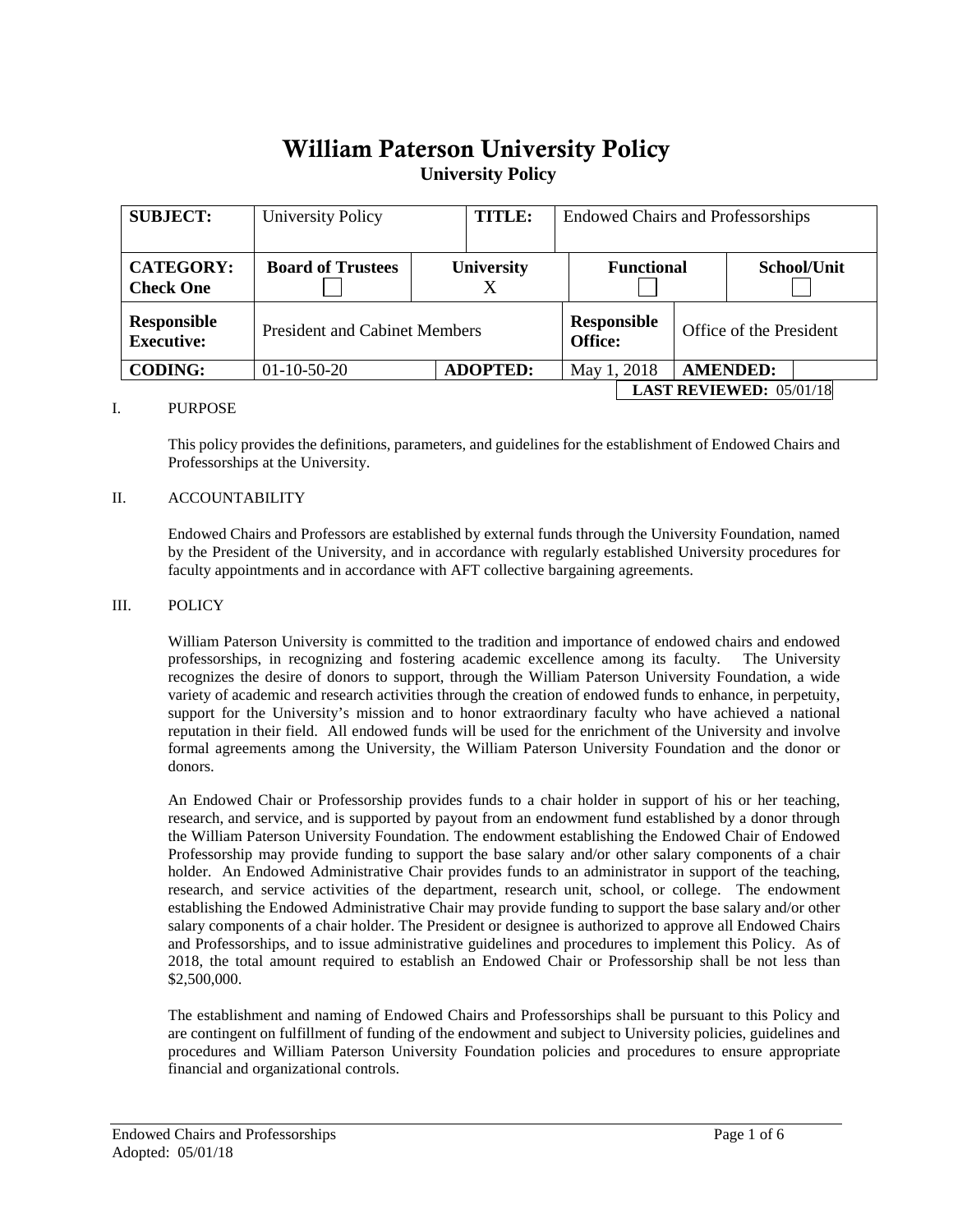# William Paterson University Policy

## University Policy

| SUBJECT: | University Policy | | TITLE: | Endowed Chairs and Professorships | |
|---|---|---|---|---|---|
| CATEGORY: Check One | Board of Trustees ☐ | University X | | Functional ☐ | School/Unit ☐ |
| Responsible Executive: | President and Cabinet Members | | | Responsible Office: | Office of the President |
| CODING: | 01-10-50-20 | ADOPTED: | | May 1, 2018 | AMENDED: |

**LAST REVIEWED:** 05/01/18

I. PURPOSE

This policy provides the definitions, parameters, and guidelines for the establishment of Endowed Chairs and Professorships at the University.

II. ACCOUNTABILITY

Endowed Chairs and Professors are established by external funds through the University Foundation, named by the President of the University, and in accordance with regularly established University procedures for faculty appointments and in accordance with AFT collective bargaining agreements.

III. POLICY

William Paterson University is committed to the tradition and importance of endowed chairs and endowed professorships, in recognizing and fostering academic excellence among its faculty. The University recognizes the desire of donors to support, through the William Paterson University Foundation, a wide variety of academic and research activities through the creation of endowed funds to enhance, in perpetuity, support for the University's mission and to honor extraordinary faculty who have achieved a national reputation in their field. All endowed funds will be used for the enrichment of the University and involve formal agreements among the University, the William Paterson University Foundation and the donor or donors.

An Endowed Chair or Professorship provides funds to a chair holder in support of his or her teaching, research, and service, and is supported by payout from an endowment fund established by a donor through the William Paterson University Foundation. The endowment establishing the Endowed Chair of Endowed Professorship may provide funding to support the base salary and/or other salary components of a chair holder. An Endowed Administrative Chair provides funds to an administrator in support of the teaching, research, and service activities of the department, research unit, school, or college. The endowment establishing the Endowed Administrative Chair may provide funding to support the base salary and/or other salary components of a chair holder. The President or designee is authorized to approve all Endowed Chairs and Professorships, and to issue administrative guidelines and procedures to implement this Policy. As of 2018, the total amount required to establish an Endowed Chair or Professorship shall be not less than $2,500,000.

The establishment and naming of Endowed Chairs and Professorships shall be pursuant to this Policy and are contingent on fulfillment of funding of the endowment and subject to University policies, guidelines and procedures and William Paterson University Foundation policies and procedures to ensure appropriate financial and organizational controls.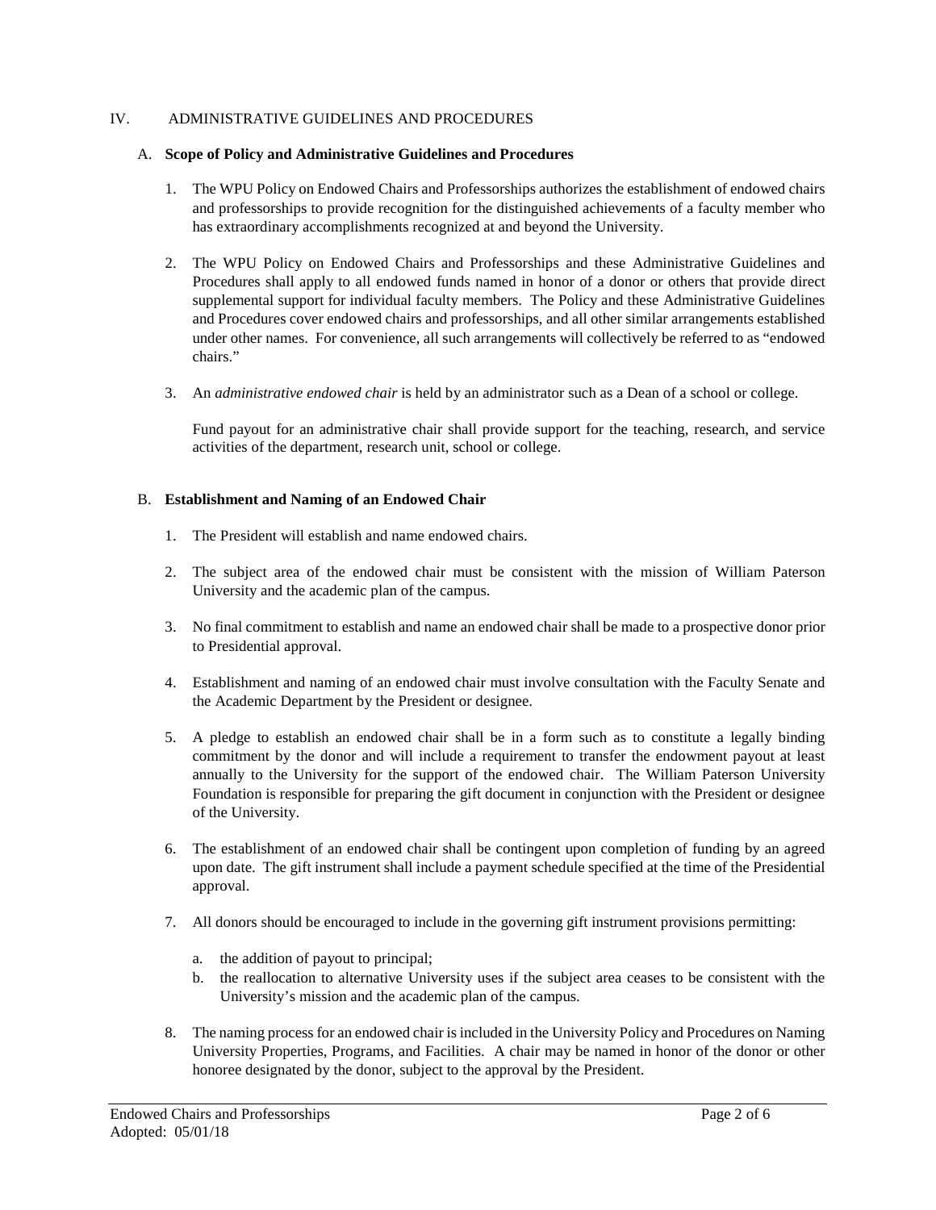## IV. ADMINISTRATIVE GUIDELINES AND PROCEDURES

### A. **Scope of Policy and Administrative Guidelines and Procedures**

1. The WPU Policy on Endowed Chairs and Professorships authorizes the establishment of endowed chairs and professorships to provide recognition for the distinguished achievements of a faculty member who has extraordinary accomplishments recognized at and beyond the University.

2. The WPU Policy on Endowed Chairs and Professorships and these Administrative Guidelines and Procedures shall apply to all endowed funds named in honor of a donor or others that provide direct supplemental support for individual faculty members. The Policy and these Administrative Guidelines and Procedures cover endowed chairs and professorships, and all other similar arrangements established under other names. For convenience, all such arrangements will collectively be referred to as "endowed chairs."

3. An *administrative endowed chair* is held by an administrator such as a Dean of a school or college.

   Fund payout for an administrative chair shall provide support for the teaching, research, and service activities of the department, research unit, school or college.

### B. **Establishment and Naming of an Endowed Chair**

1. The President will establish and name endowed chairs.

2. The subject area of the endowed chair must be consistent with the mission of William Paterson University and the academic plan of the campus.

3. No final commitment to establish and name an endowed chair shall be made to a prospective donor prior to Presidential approval.

4. Establishment and naming of an endowed chair must involve consultation with the Faculty Senate and the Academic Department by the President or designee.

5. A pledge to establish an endowed chair shall be in a form such as to constitute a legally binding commitment by the donor and will include a requirement to transfer the endowment payout at least annually to the University for the support of the endowed chair. The William Paterson University Foundation is responsible for preparing the gift document in conjunction with the President or designee of the University.

6. The establishment of an endowed chair shall be contingent upon completion of funding by an agreed upon date. The gift instrument shall include a payment schedule specified at the time of the Presidential approval.

7. All donors should be encouraged to include in the governing gift instrument provisions permitting:

   a. the addition of payout to principal;
   b. the reallocation to alternative University uses if the subject area ceases to be consistent with the University's mission and the academic plan of the campus.

8. The naming process for an endowed chair is included in the University Policy and Procedures on Naming University Properties, Programs, and Facilities. A chair may be named in honor of the donor or other honoree designated by the donor, subject to the approval by the President.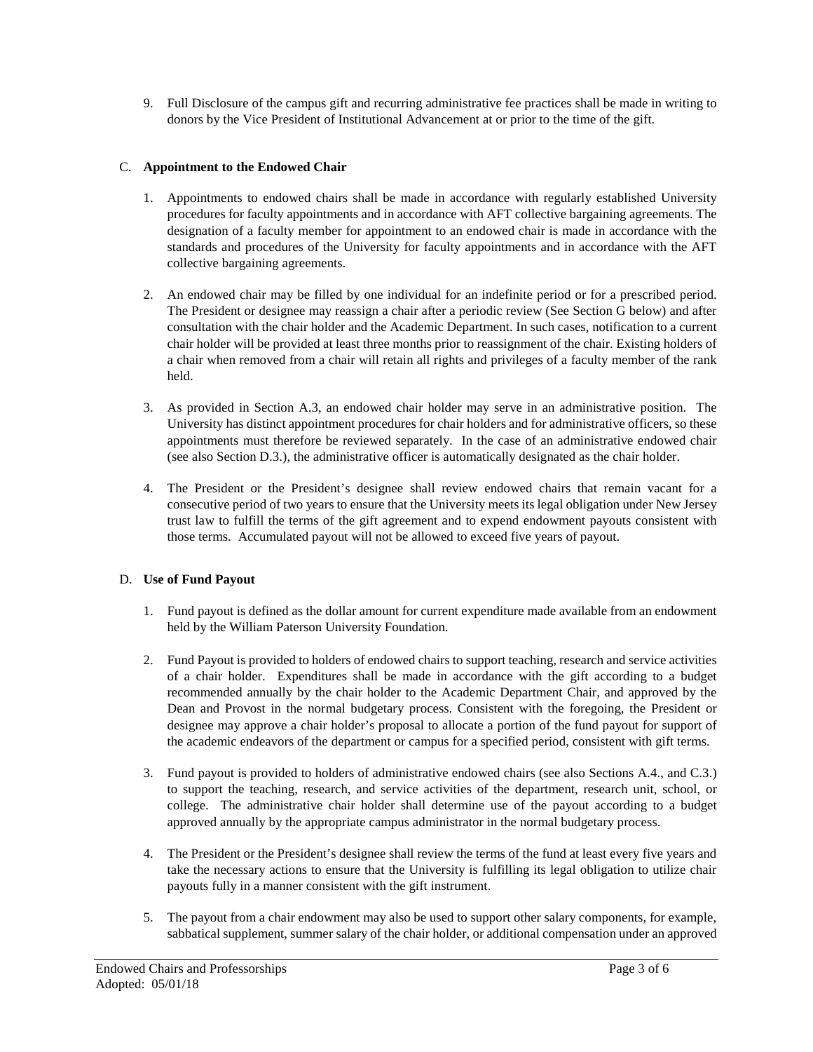9. Full Disclosure of the campus gift and recurring administrative fee practices shall be made in writing to donors by the Vice President of Institutional Advancement at or prior to the time of the gift.

C. **Appointment to the Endowed Chair**

1. Appointments to endowed chairs shall be made in accordance with regularly established University procedures for faculty appointments and in accordance with AFT collective bargaining agreements. The designation of a faculty member for appointment to an endowed chair is made in accordance with the standards and procedures of the University for faculty appointments and in accordance with the AFT collective bargaining agreements.

2. An endowed chair may be filled by one individual for an indefinite period or for a prescribed period. The President or designee may reassign a chair after a periodic review (See Section G below) and after consultation with the chair holder and the Academic Department. In such cases, notification to a current chair holder will be provided at least three months prior to reassignment of the chair. Existing holders of a chair when removed from a chair will retain all rights and privileges of a faculty member of the rank held.

3. As provided in Section A.3, an endowed chair holder may serve in an administrative position. The University has distinct appointment procedures for chair holders and for administrative officers, so these appointments must therefore be reviewed separately. In the case of an administrative endowed chair (see also Section D.3.), the administrative officer is automatically designated as the chair holder.

4. The President or the President's designee shall review endowed chairs that remain vacant for a consecutive period of two years to ensure that the University meets its legal obligation under New Jersey trust law to fulfill the terms of the gift agreement and to expend endowment payouts consistent with those terms. Accumulated payout will not be allowed to exceed five years of payout.

D. **Use of Fund Payout**

1. Fund payout is defined as the dollar amount for current expenditure made available from an endowment held by the William Paterson University Foundation.

2. Fund Payout is provided to holders of endowed chairs to support teaching, research and service activities of a chair holder. Expenditures shall be made in accordance with the gift according to a budget recommended annually by the chair holder to the Academic Department Chair, and approved by the Dean and Provost in the normal budgetary process. Consistent with the foregoing, the President or designee may approve a chair holder's proposal to allocate a portion of the fund payout for support of the academic endeavors of the department or campus for a specified period, consistent with gift terms.

3. Fund payout is provided to holders of administrative endowed chairs (see also Sections A.4., and C.3.) to support the teaching, research, and service activities of the department, research unit, school, or college. The administrative chair holder shall determine use of the payout according to a budget approved annually by the appropriate campus administrator in the normal budgetary process.

4. The President or the President's designee shall review the terms of the fund at least every five years and take the necessary actions to ensure that the University is fulfilling its legal obligation to utilize chair payouts fully in a manner consistent with the gift instrument.

5. The payout from a chair endowment may also be used to support other salary components, for example, sabbatical supplement, summer salary of the chair holder, or additional compensation under an approved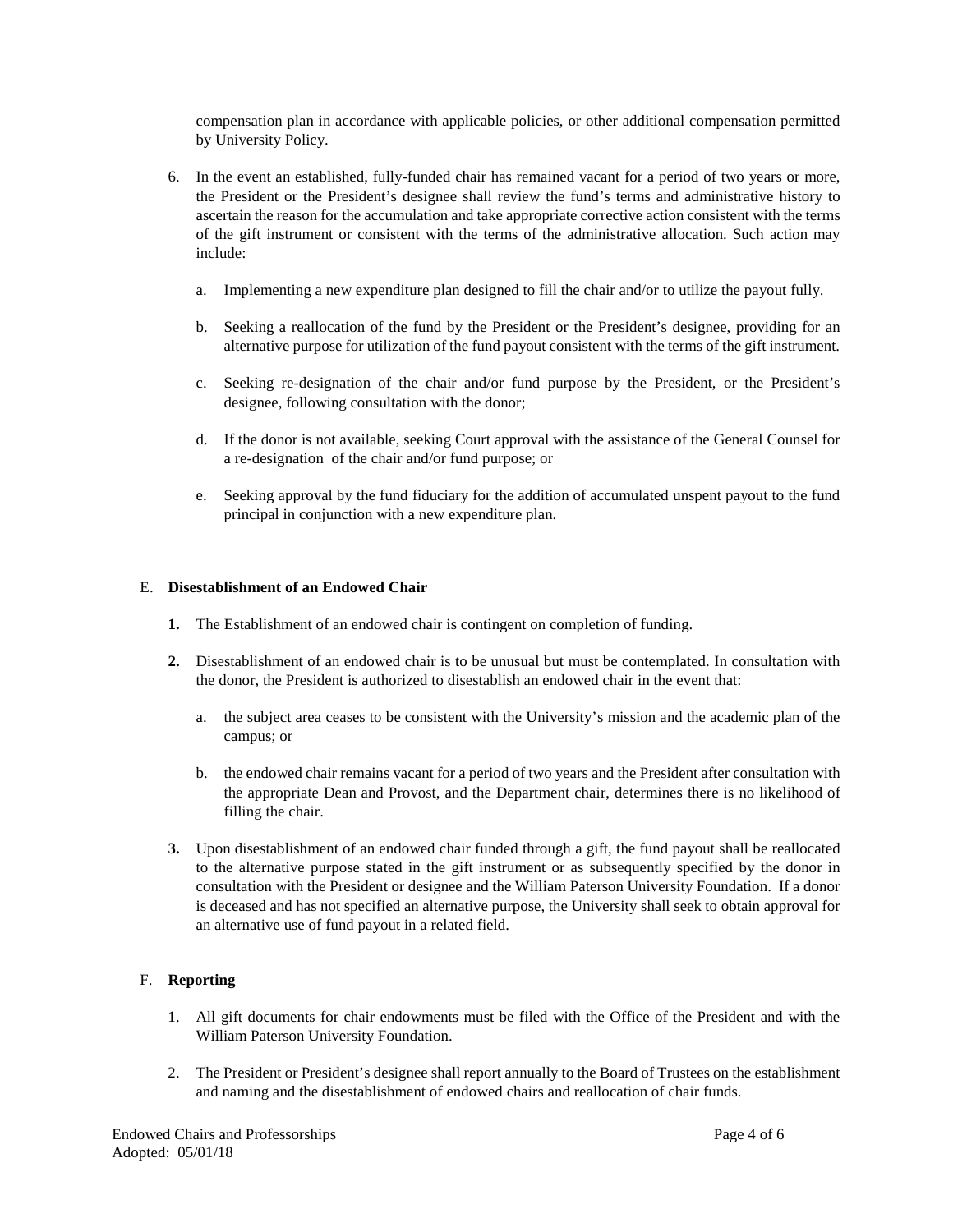compensation plan in accordance with applicable policies, or other additional compensation permitted by University Policy.

6. In the event an established, fully-funded chair has remained vacant for a period of two years or more, the President or the President's designee shall review the fund's terms and administrative history to ascertain the reason for the accumulation and take appropriate corrective action consistent with the terms of the gift instrument or consistent with the terms of the administrative allocation. Such action may include:

   a. Implementing a new expenditure plan designed to fill the chair and/or to utilize the payout fully.

   b. Seeking a reallocation of the fund by the President or the President's designee, providing for an alternative purpose for utilization of the fund payout consistent with the terms of the gift instrument.

   c. Seeking re-designation of the chair and/or fund purpose by the President, or the President's designee, following consultation with the donor;

   d. If the donor is not available, seeking Court approval with the assistance of the General Counsel for a re-designation of the chair and/or fund purpose; or

   e. Seeking approval by the fund fiduciary for the addition of accumulated unspent payout to the fund principal in conjunction with a new expenditure plan.

E. **Disestablishment of an Endowed Chair**

   **1.** The Establishment of an endowed chair is contingent on completion of funding.

   **2.** Disestablishment of an endowed chair is to be unusual but must be contemplated. In consultation with the donor, the President is authorized to disestablish an endowed chair in the event that:

   a. the subject area ceases to be consistent with the University's mission and the academic plan of the campus; or

   b. the endowed chair remains vacant for a period of two years and the President after consultation with the appropriate Dean and Provost, and the Department chair, determines there is no likelihood of filling the chair.

   **3.** Upon disestablishment of an endowed chair funded through a gift, the fund payout shall be reallocated to the alternative purpose stated in the gift instrument or as subsequently specified by the donor in consultation with the President or designee and the William Paterson University Foundation. If a donor is deceased and has not specified an alternative purpose, the University shall seek to obtain approval for an alternative use of fund payout in a related field.

F. **Reporting**

   1. All gift documents for chair endowments must be filed with the Office of the President and with the William Paterson University Foundation.

   2. The President or President's designee shall report annually to the Board of Trustees on the establishment and naming and the disestablishment of endowed chairs and reallocation of chair funds.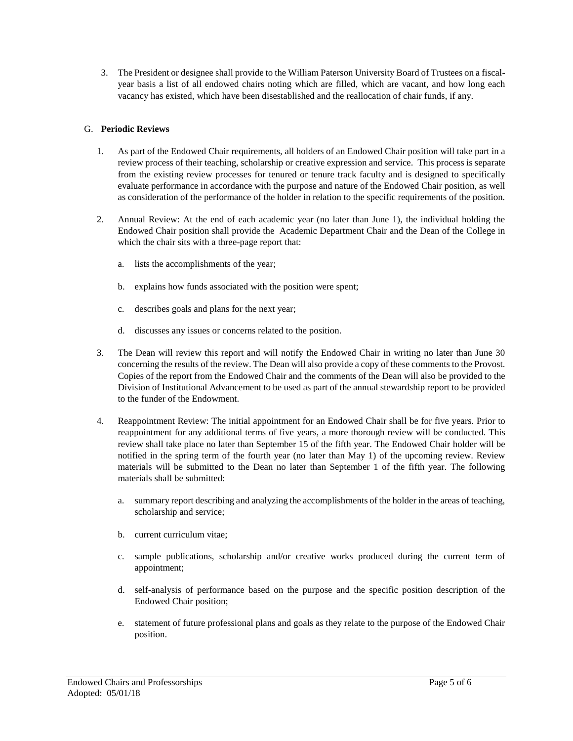3. The President or designee shall provide to the William Paterson University Board of Trustees on a fiscal-year basis a list of all endowed chairs noting which are filled, which are vacant, and how long each vacancy has existed, which have been disestablished and the reallocation of chair funds, if any.

G. **Periodic Reviews**

1. As part of the Endowed Chair requirements, all holders of an Endowed Chair position will take part in a review process of their teaching, scholarship or creative expression and service. This process is separate from the existing review processes for tenured or tenure track faculty and is designed to specifically evaluate performance in accordance with the purpose and nature of the Endowed Chair position, as well as consideration of the performance of the holder in relation to the specific requirements of the position.

2. Annual Review: At the end of each academic year (no later than June 1), the individual holding the Endowed Chair position shall provide the Academic Department Chair and the Dean of the College in which the chair sits with a three-page report that:

   a. lists the accomplishments of the year;

   b. explains how funds associated with the position were spent;

   c. describes goals and plans for the next year;

   d. discusses any issues or concerns related to the position.

3. The Dean will review this report and will notify the Endowed Chair in writing no later than June 30 concerning the results of the review. The Dean will also provide a copy of these comments to the Provost. Copies of the report from the Endowed Chair and the comments of the Dean will also be provided to the Division of Institutional Advancement to be used as part of the annual stewardship report to be provided to the funder of the Endowment.

4. Reappointment Review: The initial appointment for an Endowed Chair shall be for five years. Prior to reappointment for any additional terms of five years, a more thorough review will be conducted. This review shall take place no later than September 15 of the fifth year. The Endowed Chair holder will be notified in the spring term of the fourth year (no later than May 1) of the upcoming review. Review materials will be submitted to the Dean no later than September 1 of the fifth year. The following materials shall be submitted:

   a. summary report describing and analyzing the accomplishments of the holder in the areas of teaching, scholarship and service;

   b. current curriculum vitae;

   c. sample publications, scholarship and/or creative works produced during the current term of appointment;

   d. self-analysis of performance based on the purpose and the specific position description of the Endowed Chair position;

   e. statement of future professional plans and goals as they relate to the purpose of the Endowed Chair position.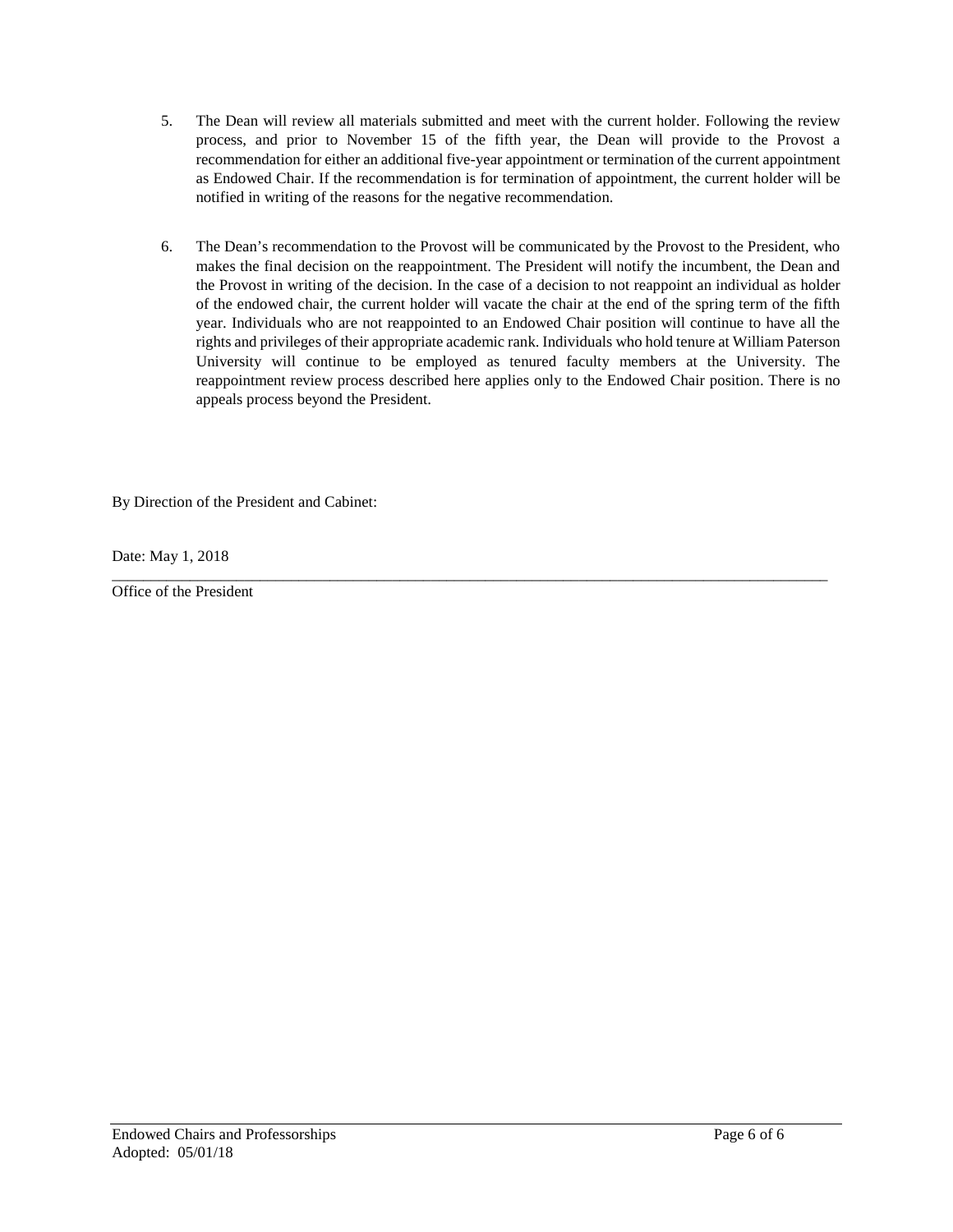5. The Dean will review all materials submitted and meet with the current holder. Following the review process, and prior to November 15 of the fifth year, the Dean will provide to the Provost a recommendation for either an additional five-year appointment or termination of the current appointment as Endowed Chair. If the recommendation is for termination of appointment, the current holder will be notified in writing of the reasons for the negative recommendation.

6. The Dean's recommendation to the Provost will be communicated by the Provost to the President, who makes the final decision on the reappointment. The President will notify the incumbent, the Dean and the Provost in writing of the decision. In the case of a decision to not reappoint an individual as holder of the endowed chair, the current holder will vacate the chair at the end of the spring term of the fifth year. Individuals who are not reappointed to an Endowed Chair position will continue to have all the rights and privileges of their appropriate academic rank. Individuals who hold tenure at William Paterson University will continue to be employed as tenured faculty members at the University. The reappointment review process described here applies only to the Endowed Chair position. There is no appeals process beyond the President.

By Direction of the President and Cabinet:

Date: May 1, 2018

---

Office of the President